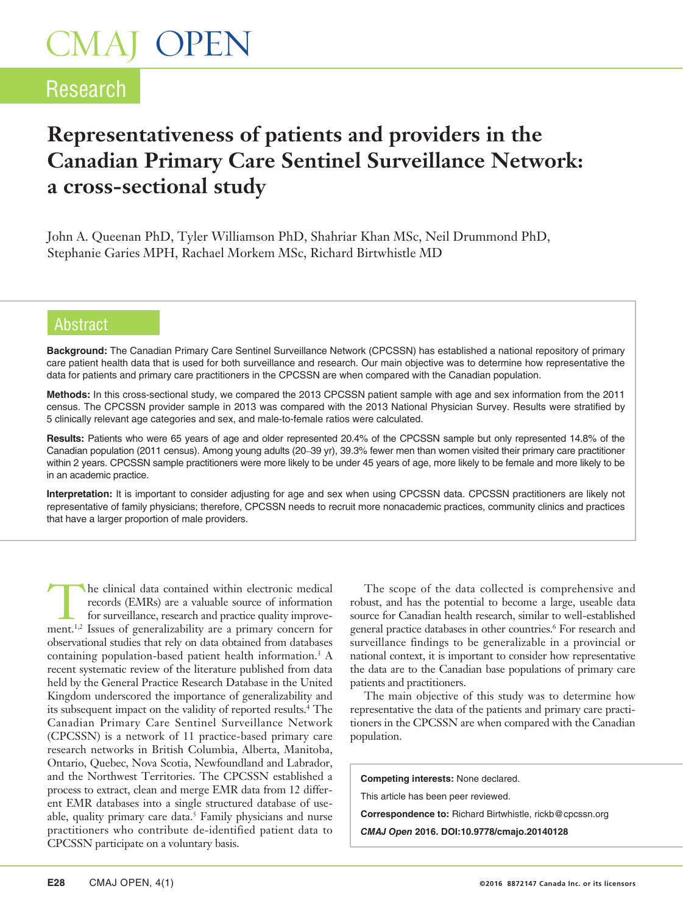# Representativeness of patients and providers in the Canadian Primary Care Sentinel Surveillance Network: a cross-sectional study

John A. Queenan PhD, Tyler Williamson PhD, Shahriar Khan MSc, Neil Drummond PhD, Stephanie Garies MPH, Rachael Morkem MSc, Richard Birtwhistle MD

## Abstract

**Background:** The Canadian Primary Care Sentinel Surveillance Network (CPCSSN) has established a national repository of primary care patient health data that is used for both surveillance and research. Our main objective was to determine how representative the data for patients and primary care practitioners in the CPCSSN are when compared with the Canadian population.

**Methods:** In this cross-sectional study, we compared the 2013 CPCSSN patient sample with age and sex information from the 2011 census. The CPCSSN provider sample in 2013 was compared with the 2013 National Physician Survey. Results were stratified by 5 clinically relevant age categories and sex, and male-to-female ratios were calculated.

**Results:** Patients who were 65 years of age and older represented 20.4% of the CPCSSN sample but only represented 14.8% of the Canadian population (2011 census). Among young adults (20–39 yr), 39.3% fewer men than women visited their primary care practitioner within 2 years. CPCSSN sample practitioners were more likely to be under 45 years of age, more likely to be female and more likely to be in an academic practice.

**Interpretation:** It is important to consider adjusting for age and sex when using CPCSSN data. CPCSSN practitioners are likely not representative of family physicians; therefore, CPCSSN needs to recruit more nonacademic practices, community clinics and practices that have a larger proportion of male providers.

The clinical data contained within electronic medical records (EMRs) are a valuable source of information for surveillance, research and practice quality improvement.[1,2] Issues of generalizability are a primary concern for observational studies that rely on data obtained from databases containing population-based patient health information.[3] A recent systematic review of the literature published from data held by the General Practice Research Database in the United Kingdom underscored the importance of generalizability and its subsequent impact on the validity of reported results.[4] The Canadian Primary Care Sentinel Surveillance Network (CPCSSN) is a network of 11 practice-based primary care research networks in British Columbia, Alberta, Manitoba, Ontario, Quebec, Nova Scotia, Newfoundland and Labrador, and the Northwest Territories. The CPCSSN established a process to extract, clean and merge EMR data from 12 different EMR databases into a single structured database of useable, quality primary care data.[5] Family physicians and nurse practitioners who contribute de-identified patient data to CPCSSN participate on a voluntary basis.

The scope of the data collected is comprehensive and robust, and has the potential to become a large, useable data source for Canadian health research, similar to well-established general practice databases in other countries.[6] For research and surveillance findings to be generalizable in a provincial or national context, it is important to consider how representative the data are to the Canadian base populations of primary care patients and practitioners.

The main objective of this study was to determine how representative the data of the patients and primary care practitioners in the CPCSSN are when compared with the Canadian population.

**Competing interests:** None declared.

This article has been peer reviewed.

**Correspondence to:** Richard Birtwhistle, rickb@cpcssn.org

***CMAJ Open*** **2016. DOI:10.9778/cmajo.20140128**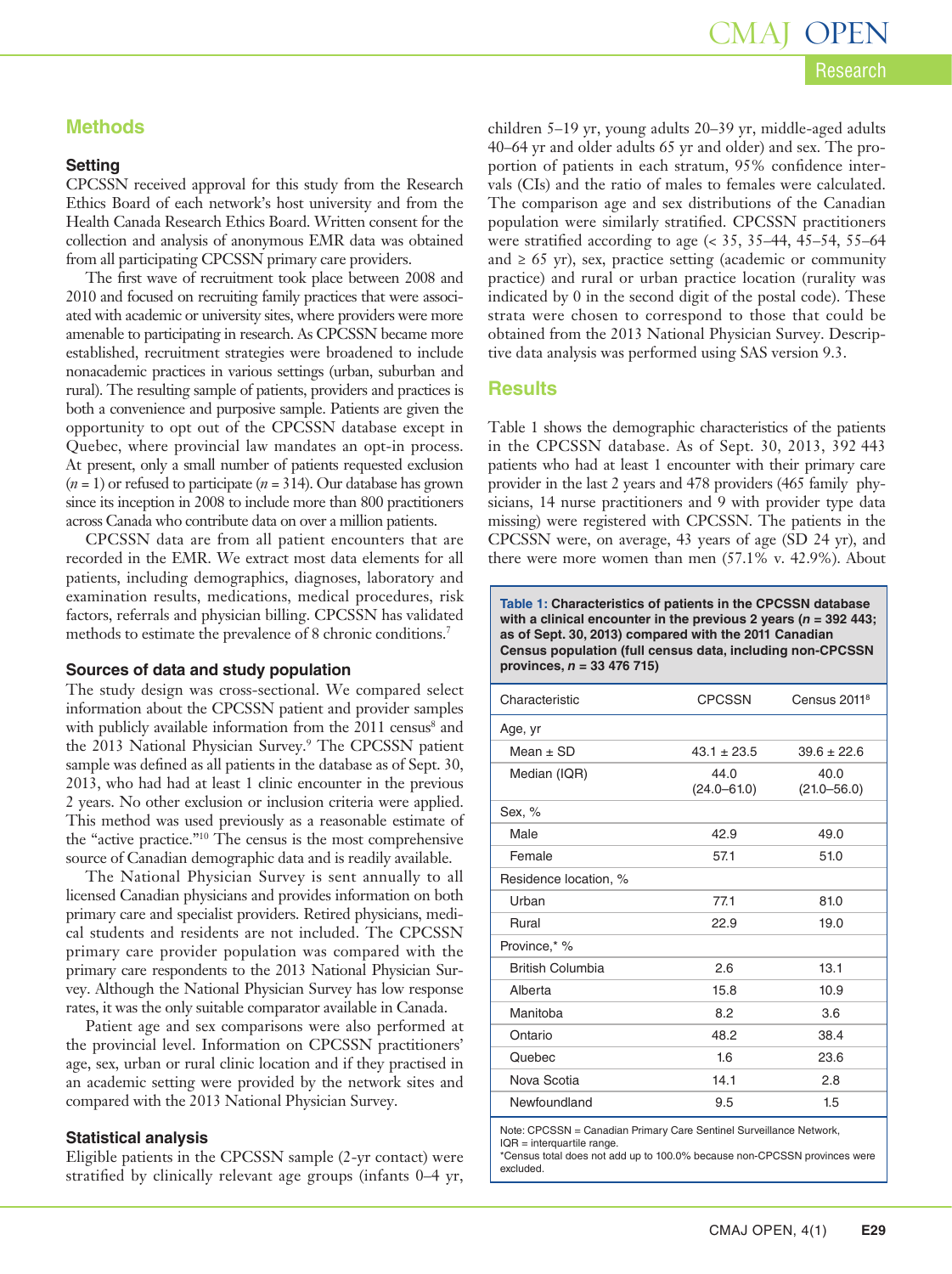## Methods

### Setting

CPCSSN received approval for this study from the Research Ethics Board of each network's host university and from the Health Canada Research Ethics Board. Written consent for the collection and analysis of anonymous EMR data was obtained from all participating CPCSSN primary care providers.

The first wave of recruitment took place between 2008 and 2010 and focused on recruiting family practices that were associated with academic or university sites, where providers were more amenable to participating in research. As CPCSSN became more established, recruitment strategies were broadened to include nonacademic practices in various settings (urban, suburban and rural). The resulting sample of patients, providers and practices is both a convenience and purposive sample. Patients are given the opportunity to opt out of the CPCSSN database except in Quebec, where provincial law mandates an opt-in process. At present, only a small number of patients requested exclusion ($n = 1$) or refused to participate ($n = 314$). Our database has grown since its inception in 2008 to include more than 800 practitioners across Canada who contribute data on over a million patients.

CPCSSN data are from all patient encounters that are recorded in the EMR. We extract most data elements for all patients, including demographics, diagnoses, laboratory and examination results, medications, medical procedures, risk factors, referrals and physician billing. CPCSSN has validated methods to estimate the prevalence of 8 chronic conditions.[7]

### Sources of data and study population

The study design was cross-sectional. We compared select information about the CPCSSN patient and provider samples with publicly available information from the 2011 census[8] and the 2013 National Physician Survey.[9] The CPCSSN patient sample was defined as all patients in the database as of Sept. 30, 2013, who had had at least 1 clinic encounter in the previous 2 years. No other exclusion or inclusion criteria were applied. This method was used previously as a reasonable estimate of the "active practice."[10] The census is the most comprehensive source of Canadian demographic data and is readily available.

The National Physician Survey is sent annually to all licensed Canadian physicians and provides information on both primary care and specialist providers. Retired physicians, medical students and residents are not included. The CPCSSN primary care provider population was compared with the primary care respondents to the 2013 National Physician Survey. Although the National Physician Survey has low response rates, it was the only suitable comparator available in Canada.

Patient age and sex comparisons were also performed at the provincial level. Information on CPCSSN practitioners' age, sex, urban or rural clinic location and if they practised in an academic setting were provided by the network sites and compared with the 2013 National Physician Survey.

### Statistical analysis

Eligible patients in the CPCSSN sample (2-yr contact) were stratified by clinically relevant age groups (infants 0–4 yr, children 5–19 yr, young adults 20–39 yr, middle-aged adults 40–64 yr and older adults 65 yr and older) and sex. The proportion of patients in each stratum, 95% confidence intervals (CIs) and the ratio of males to females were calculated. The comparison age and sex distributions of the Canadian population were similarly stratified. CPCSSN practitioners were stratified according to age (< 35, 35–44, 45–54, 55–64 and ≥ 65 yr), sex, practice setting (academic or community practice) and rural or urban practice location (rurality was indicated by 0 in the second digit of the postal code). These strata were chosen to correspond to those that could be obtained from the 2013 National Physician Survey. Descriptive data analysis was performed using SAS version 9.3.

## Results

Table 1 shows the demographic characteristics of the patients in the CPCSSN database. As of Sept. 30, 2013, 392 443 patients who had at least 1 encounter with their primary care provider in the last 2 years and 478 providers (465 family physicians, 14 nurse practitioners and 9 with provider type data missing) were registered with CPCSSN. The patients in the CPCSSN were, on average, 43 years of age (SD 24 yr), and there were more women than men (57.1% v. 42.9%). About

**Table 1: Characteristics of patients in the CPCSSN database with a clinical encounter in the previous 2 years ($n = 392\,443$; as of Sept. 30, 2013) compared with the 2011 Canadian Census population (full census data, including non-CPCSSN provinces, $n = 33\,476\,715$)**

| Characteristic | CPCSSN | Census 2011[8] |
|---|---|---|
| Age, yr | | |
| Mean ± SD | 43.1 ± 23.5 | 39.6 ± 22.6 |
| Median (IQR) | 44.0 (24.0–61.0) | 40.0 (21.0–56.0) |
| Sex, % | | |
| Male | 42.9 | 49.0 |
| Female | 57.1 | 51.0 |
| Residence location, % | | |
| Urban | 77.1 | 81.0 |
| Rural | 22.9 | 19.0 |
| Province,* % | | |
| British Columbia | 2.6 | 13.1 |
| Alberta | 15.8 | 10.9 |
| Manitoba | 8.2 | 3.6 |
| Ontario | 48.2 | 38.4 |
| Quebec | 1.6 | 23.6 |
| Nova Scotia | 14.1 | 2.8 |
| Newfoundland | 9.5 | 1.5 |

Note: CPCSSN = Canadian Primary Care Sentinel Surveillance Network, IQR = interquartile range.
*Census total does not add up to 100.0% because non-CPCSSN provinces were excluded.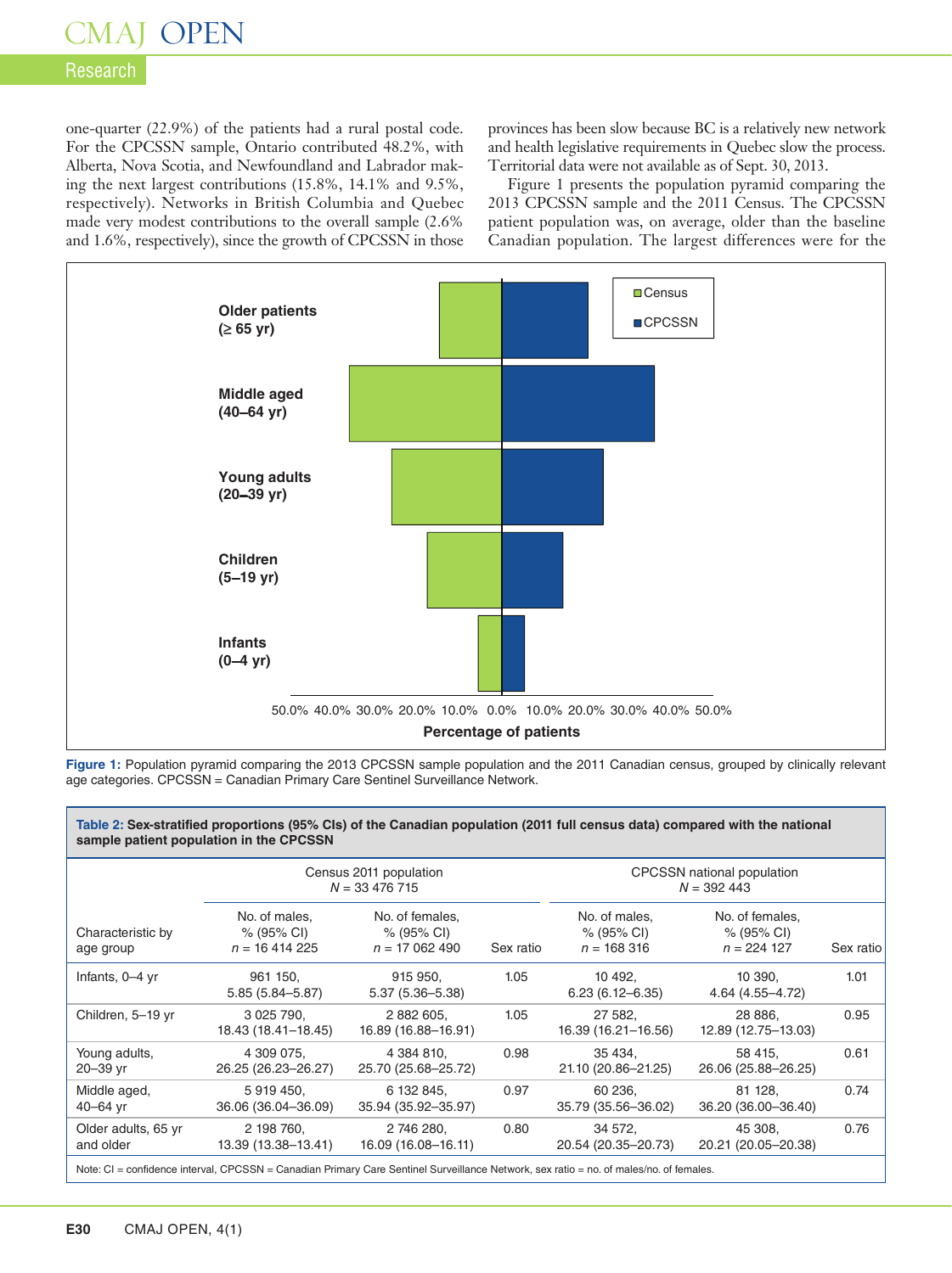one-quarter (22.9%) of the patients had a rural postal code. For the CPCSSN sample, Ontario contributed 48.2%, with Alberta, Nova Scotia, and Newfoundland and Labrador making the next largest contributions (15.8%, 14.1% and 9.5%, respectively). Networks in British Columbia and Quebec made very modest contributions to the overall sample (2.6% and 1.6%, respectively), since the growth of CPCSSN in those provinces has been slow because BC is a relatively new network and health legislative requirements in Quebec slow the process. Territorial data were not available as of Sept. 30, 2013.

Figure 1 presents the population pyramid comparing the 2013 CPCSSN sample and the 2011 Census. The CPCSSN patient population was, on average, older than the baseline Canadian population. The largest differences were for the

**Figure 1:** Population pyramid comparing the 2013 CPCSSN sample population and the 2011 Canadian census, grouped by clinically relevant age categories. CPCSSN = Canadian Primary Care Sentinel Surveillance Network.

**Table 2: Sex-stratified proportions (95% CIs) of the Canadian population (2011 full census data) compared with the national sample patient population in the CPCSSN**

| Characteristic by age group | Census 2011 population $N$ = 33 476 715 | | | CPCSSN national population $N$ = 392 443 | | |
|---|---|---|---|---|---|---|
| | No. of males, % (95% CI) $n$ = 16 414 225 | No. of females, % (95% CI) $n$ = 17 062 490 | Sex ratio | No. of males, % (95% CI) $n$ = 168 316 | No. of females, % (95% CI) $n$ = 224 127 | Sex ratio |
| Infants, 0–4 yr | 961 150, 5.85 (5.84–5.87) | 915 950, 5.37 (5.36–5.38) | 1.05 | 10 492, 6.23 (6.12–6.35) | 10 390, 4.64 (4.55–4.72) | 1.01 |
| Children, 5–19 yr | 3 025 790, 18.43 (18.41–18.45) | 2 882 605, 16.89 (16.88–16.91) | 1.05 | 27 582, 16.39 (16.21–16.56) | 28 886, 12.89 (12.75–13.03) | 0.95 |
| Young adults, 20–39 yr | 4 309 075, 26.25 (26.23–26.27) | 4 384 810, 25.70 (25.68–25.72) | 0.98 | 35 434, 21.10 (20.86–21.25) | 58 415, 26.06 (25.88–26.25) | 0.61 |
| Middle aged, 40–64 yr | 5 919 450, 36.06 (36.04–36.09) | 6 132 845, 35.94 (35.92–35.97) | 0.97 | 60 236, 35.79 (35.56–36.02) | 81 128, 36.20 (36.00–36.40) | 0.74 |
| Older adults, 65 yr and older | 2 198 760, 13.39 (13.38–13.41) | 2 746 280, 16.09 (16.08–16.11) | 0.80 | 34 572, 20.54 (20.35–20.73) | 45 308, 20.21 (20.05–20.38) | 0.76 |

Note: CI = confidence interval, CPCSSN = Canadian Primary Care Sentinel Surveillance Network, sex ratio = no. of males/no. of females.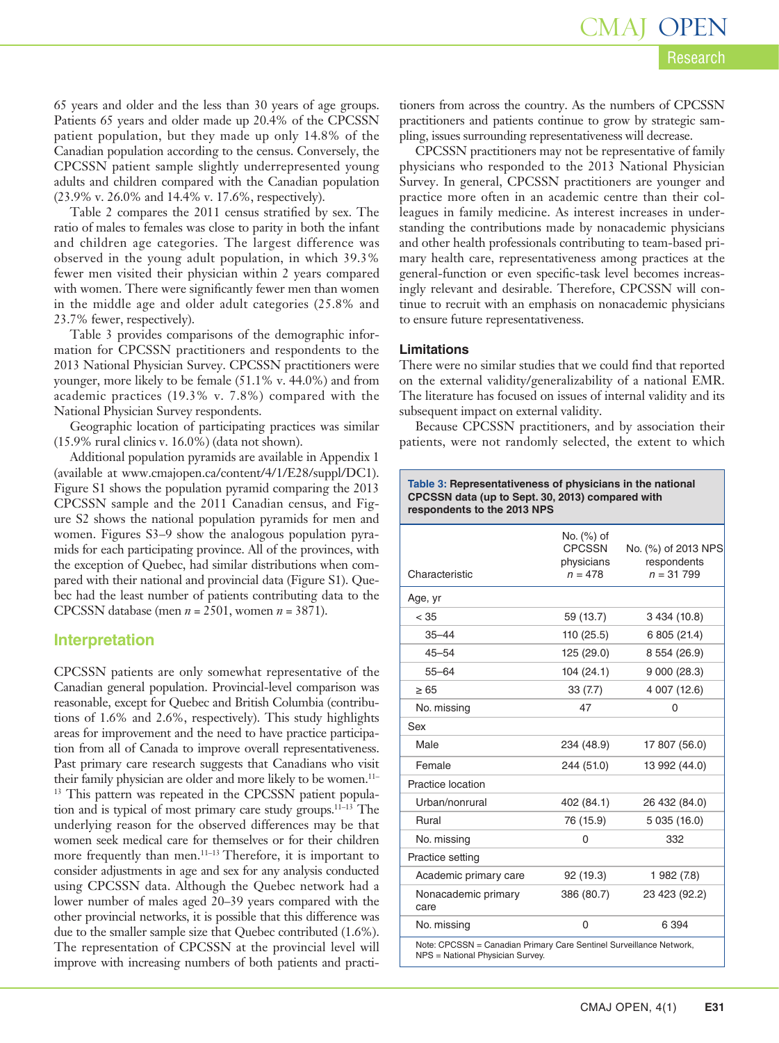65 years and older and the less than 30 years of age groups. Patients 65 years and older made up 20.4% of the CPCSSN patient population, but they made up only 14.8% of the Canadian population according to the census. Conversely, the CPCSSN patient sample slightly underrepresented young adults and children compared with the Canadian population (23.9% v. 26.0% and 14.4% v. 17.6%, respectively).

Table 2 compares the 2011 census stratified by sex. The ratio of males to females was close to parity in both the infant and children age categories. The largest difference was observed in the young adult population, in which 39.3% fewer men visited their physician within 2 years compared with women. There were significantly fewer men than women in the middle age and older adult categories (25.8% and 23.7% fewer, respectively).

Table 3 provides comparisons of the demographic information for CPCSSN practitioners and respondents to the 2013 National Physician Survey. CPCSSN practitioners were younger, more likely to be female (51.1% v. 44.0%) and from academic practices (19.3% v. 7.8%) compared with the National Physician Survey respondents.

Geographic location of participating practices was similar (15.9% rural clinics v. 16.0%) (data not shown).

Additional population pyramids are available in Appendix 1 (available at www.cmajopen.ca/content/4/1/E28/suppl/DC1). Figure S1 shows the population pyramid comparing the 2013 CPCSSN sample and the 2011 Canadian census, and Figure S2 shows the national population pyramids for men and women. Figures S3–9 show the analogous population pyramids for each participating province. All of the provinces, with the exception of Quebec, had similar distributions when compared with their national and provincial data (Figure S1). Quebec had the least number of patients contributing data to the CPCSSN database (men *n* = 2501, women *n* = 3871).

## Interpretation

CPCSSN patients are only somewhat representative of the Canadian general population. Provincial-level comparison was reasonable, except for Quebec and British Columbia (contributions of 1.6% and 2.6%, respectively). This study highlights areas for improvement and the need to have practice participation from all of Canada to improve overall representativeness. Past primary care research suggests that Canadians who visit their family physician are older and more likely to be women.[11–13] This pattern was repeated in the CPCSSN patient population and is typical of most primary care study groups.[11–13] The underlying reason for the observed differences may be that women seek medical care for themselves or for their children more frequently than men.[11–13] Therefore, it is important to consider adjustments in age and sex for any analysis conducted using CPCSSN data. Although the Quebec network had a lower number of males aged 20–39 years compared with the other provincial networks, it is possible that this difference was due to the smaller sample size that Quebec contributed (1.6%). The representation of CPCSSN at the provincial level will improve with increasing numbers of both patients and practitioners from across the country. As the numbers of CPCSSN practitioners and patients continue to grow by strategic sampling, issues surrounding representativeness will decrease.

CPCSSN practitioners may not be representative of family physicians who responded to the 2013 National Physician Survey. In general, CPCSSN practitioners are younger and practice more often in an academic centre than their colleagues in family medicine. As interest increases in understanding the contributions made by nonacademic physicians and other health professionals contributing to team-based primary health care, representativeness among practices at the general-function or even specific-task level becomes increasingly relevant and desirable. Therefore, CPCSSN will continue to recruit with an emphasis on nonacademic physicians to ensure future representativeness.

### Limitations

There were no similar studies that we could find that reported on the external validity/generalizability of a national EMR. The literature has focused on issues of internal validity and its subsequent impact on external validity.

Because CPCSSN practitioners, and by association their patients, were not randomly selected, the extent to which

**Table 3: Representativeness of physicians in the national CPCSSN data (up to Sept. 30, 2013) compared with respondents to the 2013 NPS**

| Characteristic | No. (%) of CPCSSN physicians *n* = 478 | No. (%) of 2013 NPS respondents *n* = 31 799 |
|---|---|---|
| Age, yr | | |
| < 35 | 59 (13.7) | 3 434 (10.8) |
| 35–44 | 110 (25.5) | 6 805 (21.4) |
| 45–54 | 125 (29.0) | 8 554 (26.9) |
| 55–64 | 104 (24.1) | 9 000 (28.3) |
| ≥ 65 | 33 (7.7) | 4 007 (12.6) |
| No. missing | 47 | 0 |
| Sex | | |
| Male | 234 (48.9) | 17 807 (56.0) |
| Female | 244 (51.0) | 13 992 (44.0) |
| Practice location | | |
| Urban/nonrural | 402 (84.1) | 26 432 (84.0) |
| Rural | 76 (15.9) | 5 035 (16.0) |
| No. missing | 0 | 332 |
| Practice setting | | |
| Academic primary care | 92 (19.3) | 1 982 (7.8) |
| Nonacademic primary care | 386 (80.7) | 23 423 (92.2) |
| No. missing | 0 | 6 394 |

Note: CPCSSN = Canadian Primary Care Sentinel Surveillance Network, NPS = National Physician Survey.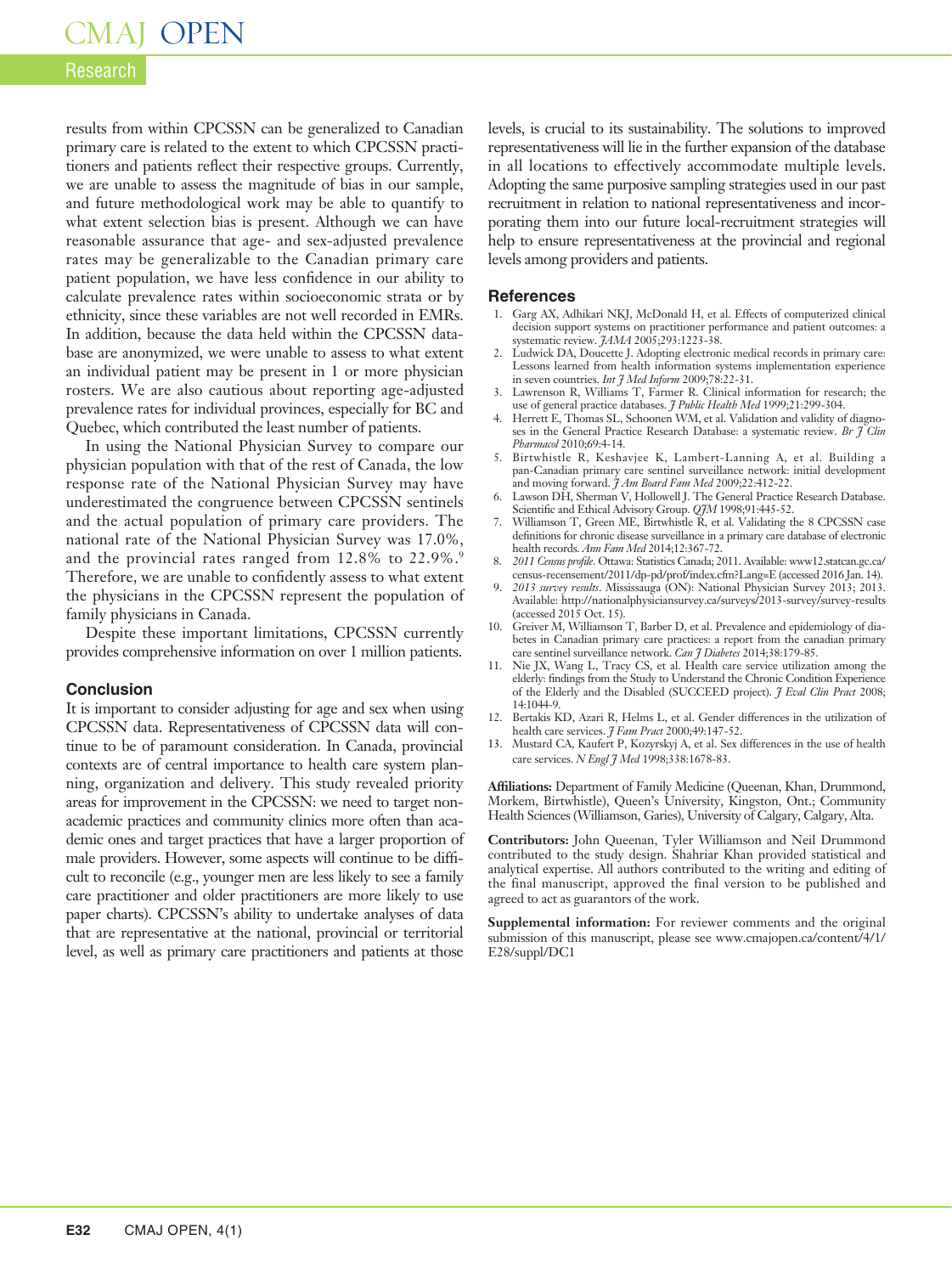results from within CPCSSN can be generalized to Canadian primary care is related to the extent to which CPCSSN practitioners and patients reflect their respective groups. Currently, we are unable to assess the magnitude of bias in our sample, and future methodological work may be able to quantify to what extent selection bias is present. Although we can have reasonable assurance that age- and sex-adjusted prevalence rates may be generalizable to the Canadian primary care patient population, we have less confidence in our ability to calculate prevalence rates within socioeconomic strata or by ethnicity, since these variables are not well recorded in EMRs. In addition, because the data held within the CPCSSN database are anonymized, we were unable to assess to what extent an individual patient may be present in 1 or more physician rosters. We are also cautious about reporting age-adjusted prevalence rates for individual provinces, especially for BC and Quebec, which contributed the least number of patients.

In using the National Physician Survey to compare our physician population with that of the rest of Canada, the low response rate of the National Physician Survey may have underestimated the congruence between CPCSSN sentinels and the actual population of primary care providers. The national rate of the National Physician Survey was 17.0%, and the provincial rates ranged from 12.8% to 22.9%.[9] Therefore, we are unable to confidently assess to what extent the physicians in the CPCSSN represent the population of family physicians in Canada.

Despite these important limitations, CPCSSN currently provides comprehensive information on over 1 million patients.

## Conclusion

It is important to consider adjusting for age and sex when using CPCSSN data. Representativeness of CPCSSN data will continue to be of paramount consideration. In Canada, provincial contexts are of central importance to health care system planning, organization and delivery. This study revealed priority areas for improvement in the CPCSSN: we need to target nonacademic practices and community clinics more often than academic ones and target practices that have a larger proportion of male providers. However, some aspects will continue to be difficult to reconcile (e.g., younger men are less likely to see a family care practitioner and older practitioners are more likely to use paper charts). CPCSSN's ability to undertake analyses of data that are representative at the national, provincial or territorial level, as well as primary care practitioners and patients at those levels, is crucial to its sustainability. The solutions to improved representativeness will lie in the further expansion of the database in all locations to effectively accommodate multiple levels. Adopting the same purposive sampling strategies used in our past recruitment in relation to national representativeness and incorporating them into our future local-recruitment strategies will help to ensure representativeness at the provincial and regional levels among providers and patients.

## References

1. Garg AX, Adhikari NKJ, McDonald H, et al. Effects of computerized clinical decision support systems on practitioner performance and patient outcomes: a systematic review. *JAMA* 2005;293:1223-38.
2. Ludwick DA, Doucette J. Adopting electronic medical records in primary care: Lessons learned from health information systems implementation experience in seven countries. *Int J Med Inform* 2009;78:22-31.
3. Lawrenson R, Williams T, Farmer R. Clinical information for research; the use of general practice databases. *J Public Health Med* 1999;21:299-304.
4. Herrett E, Thomas SL, Schoonen WM, et al. Validation and validity of diagnoses in the General Practice Research Database: a systematic review. *Br J Clin Pharmacol* 2010;69:4-14.
5. Birtwhistle R, Keshavjee K, Lambert-Lanning A, et al. Building a pan-Canadian primary care sentinel surveillance network: initial development and moving forward. *J Am Board Fam Med* 2009;22:412-22.
6. Lawson DH, Sherman V, Hollowell J. The General Practice Research Database. Scientific and Ethical Advisory Group. *QJM* 1998;91:445-52.
7. Williamson T, Green ME, Birtwhistle R, et al. Validating the 8 CPCSSN case definitions for chronic disease surveillance in a primary care database of electronic health records. *Ann Fam Med* 2014;12:367-72.
8. *2011 Census profile*. Ottawa: Statistics Canada; 2011. Available: www12.statcan.gc.ca/census-recensement/2011/dp-pd/prof/index.cfm?Lang=E (accessed 2016 Jan. 14).
9. *2013 survey results*. Mississauga (ON): National Physician Survey 2013; 2013. Available: http://nationalphysiciansurvey.ca/surveys/2013-survey/survey-results (accessed 2015 Oct. 15).
10. Greiver M, Williamson T, Barber D, et al. Prevalence and epidemiology of diabetes in Canadian primary care practices: a report from the canadian primary care sentinel surveillance network. *Can J Diabetes* 2014;38:179-85.
11. Nie JX, Wang L, Tracy CS, et al. Health care service utilization among the elderly: findings from the Study to Understand the Chronic Condition Experience of the Elderly and the Disabled (SUCCEED project). *J Eval Clin Pract* 2008; 14:1044-9.
12. Bertakis KD, Azari R, Helms L, et al. Gender differences in the utilization of health care services. *J Fam Pract* 2000;49:147-52.
13. Mustard CA, Kaufert P, Kozyrskyj A, et al. Sex differences in the use of health care services. *N Engl J Med* 1998;338:1678-83.

**Affiliations:** Department of Family Medicine (Queenan, Khan, Drummond, Morkem, Birtwhistle), Queen's University, Kingston, Ont.; Community Health Sciences (Williamson, Garies), University of Calgary, Calgary, Alta.

**Contributors:** John Queenan, Tyler Williamson and Neil Drummond contributed to the study design. Shahriar Khan provided statistical and analytical expertise. All authors contributed to the writing and editing of the final manuscript, approved the final version to be published and agreed to act as guarantors of the work.

**Supplemental information:** For reviewer comments and the original submission of this manuscript, please see www.cmajopen.ca/content/4/1/E28/suppl/DC1